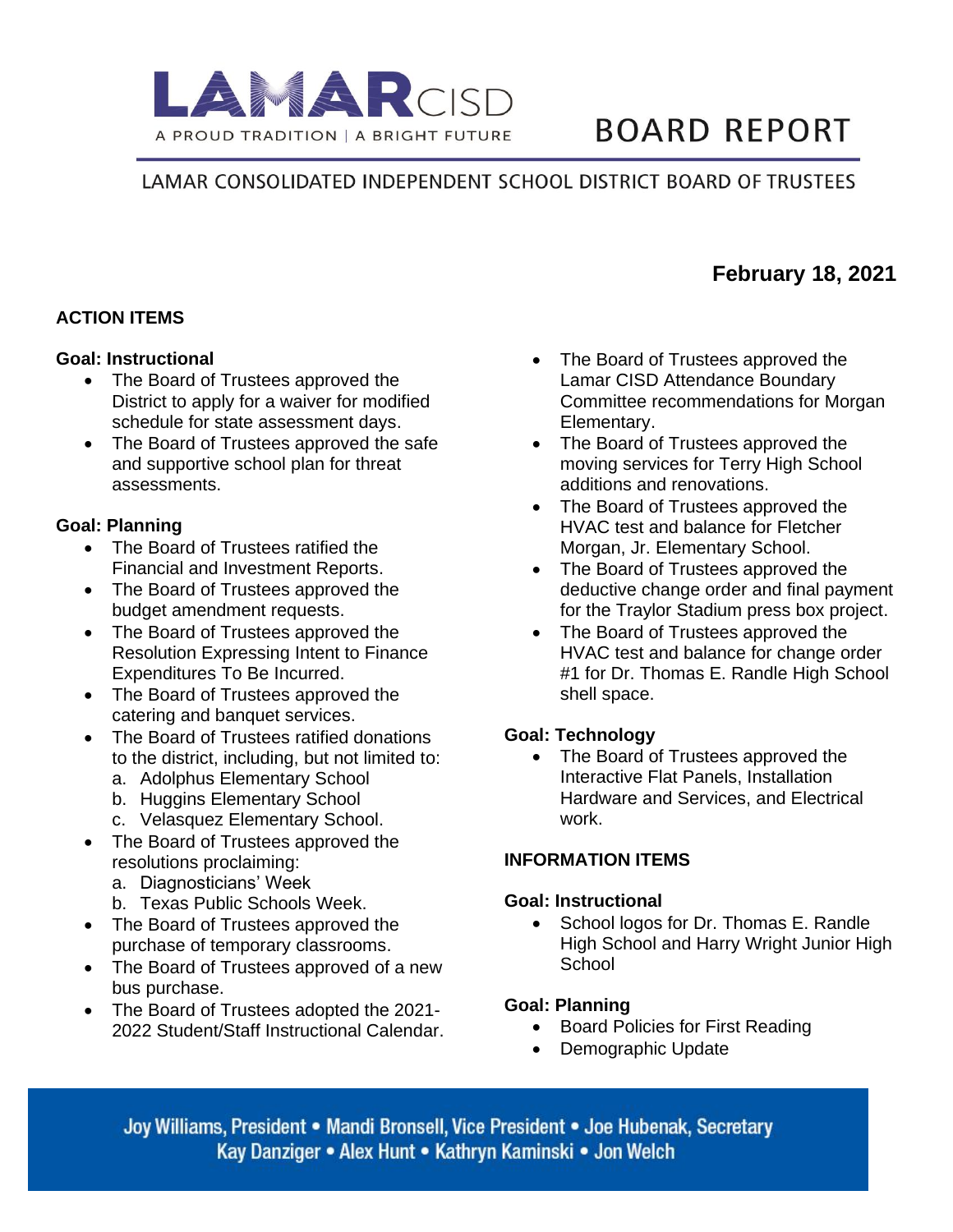# LAMAR CISD

A PROUD TRADITION | A BRIGHT FUTURE

# BOARD REPORT

LAMAR CONSOLIDATED INDEPENDENT SCHOOL DISTRICT BOARD OF TRUSTEES

**February 18, 2021**

## ACTION ITEMS

### Goal: Instructional

- The Board of Trustees approved the District to apply for a waiver for modified schedule for state assessment days.
- The Board of Trustees approved the safe and supportive school plan for threat assessments.

### Goal: Planning

- The Board of Trustees ratified the Financial and Investment Reports.
- The Board of Trustees approved the budget amendment requests.
- The Board of Trustees approved the Resolution Expressing Intent to Finance Expenditures To Be Incurred.
- The Board of Trustees approved the catering and banquet services.
- The Board of Trustees ratified donations to the district, including, but not limited to:
  a. Adolphus Elementary School
  b. Huggins Elementary School
  c. Velasquez Elementary School.
- The Board of Trustees approved the resolutions proclaiming:
  a. Diagnosticians' Week
  b. Texas Public Schools Week.
- The Board of Trustees approved the purchase of temporary classrooms.
- The Board of Trustees approved of a new bus purchase.
- The Board of Trustees adopted the 2021-2022 Student/Staff Instructional Calendar.
- The Board of Trustees approved the Lamar CISD Attendance Boundary Committee recommendations for Morgan Elementary.
- The Board of Trustees approved the moving services for Terry High School additions and renovations.
- The Board of Trustees approved the HVAC test and balance for Fletcher Morgan, Jr. Elementary School.
- The Board of Trustees approved the deductive change order and final payment for the Traylor Stadium press box project.
- The Board of Trustees approved the HVAC test and balance for change order #1 for Dr. Thomas E. Randle High School shell space.

### Goal: Technology

- The Board of Trustees approved the Interactive Flat Panels, Installation Hardware and Services, and Electrical work.

## INFORMATION ITEMS

### Goal: Instructional

- School logos for Dr. Thomas E. Randle High School and Harry Wright Junior High School

### Goal: Planning

- Board Policies for First Reading
- Demographic Update

Joy Williams, President • Mandi Bronsell, Vice President • Joe Hubenak, Secretary
Kay Danziger • Alex Hunt • Kathryn Kaminski • Jon Welch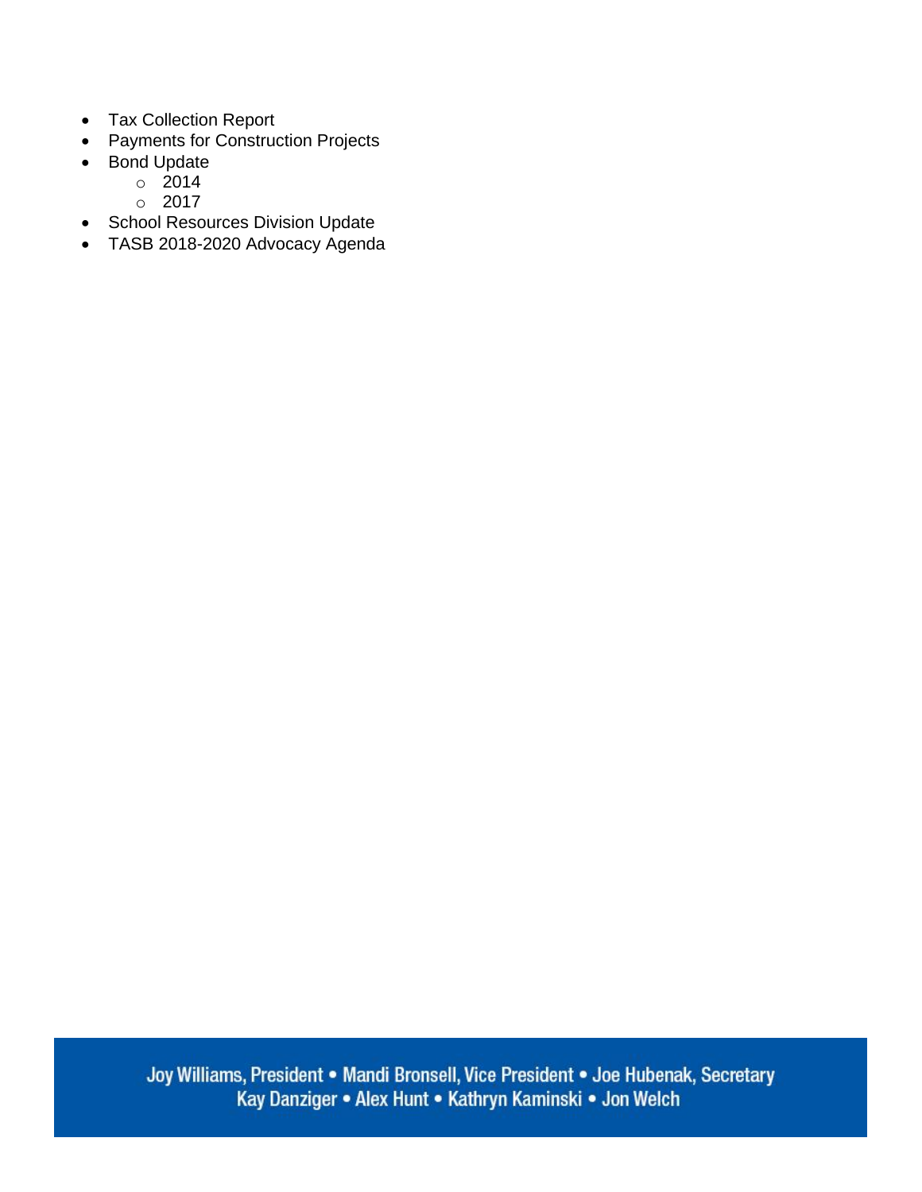- Tax Collection Report
- Payments for Construction Projects
- Bond Update
  - 2014
  - 2017
- School Resources Division Update
- TASB 2018-2020 Advocacy Agenda

Joy Williams, President • Mandi Bronsell, Vice President • Joe Hubenak, Secretary
Kay Danziger • Alex Hunt • Kathryn Kaminski • Jon Welch